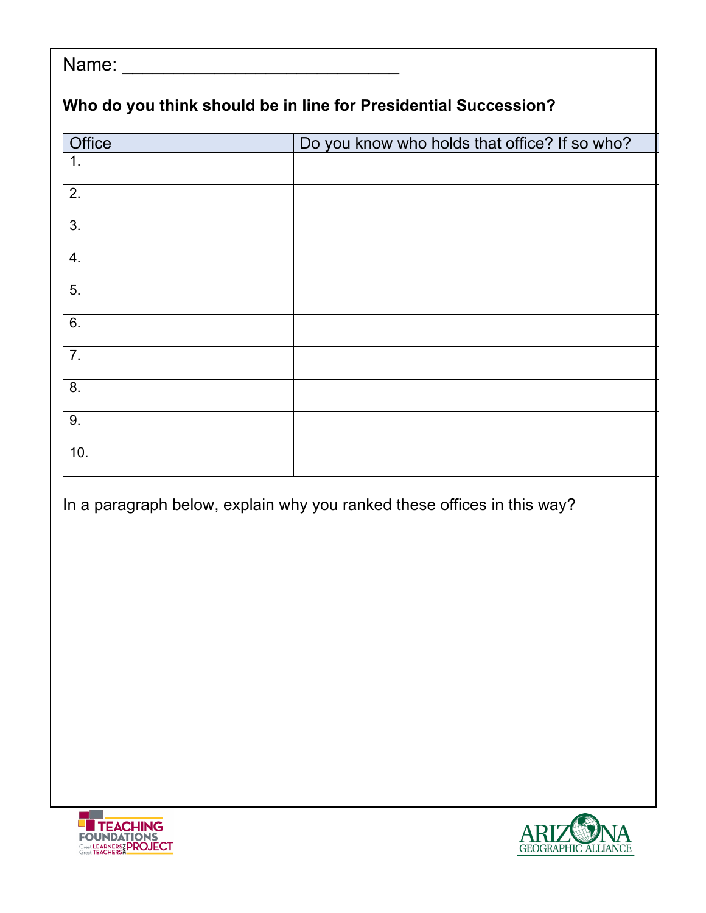Name: ____________________________

**Who do you think should be in line for Presidential Succession?**

| Office | Do you know who holds that office? If so who? |
|---|---|
| 1. | |
| 2. | |
| 3. | |
| 4. | |
| 5. | |
| 6. | |
| 7. | |
| 8. | |
| 9. | |
| 10. | |

In a paragraph below, explain why you ranked these offices in this way?

TEACHING FOUNDATIONS PROJECT — Great Learners Need Great Teachers

ARIZONA GEOGRAPHIC ALLIANCE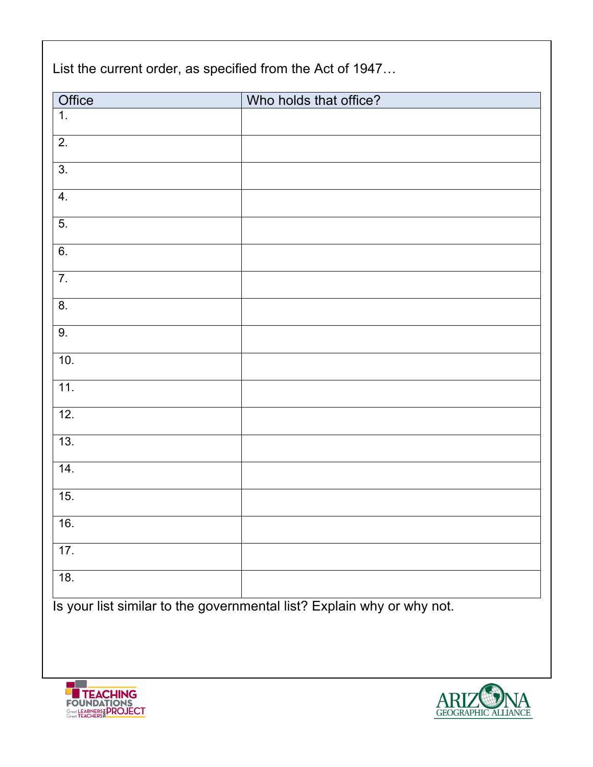List the current order, as specified from the Act of 1947…

| Office | Who holds that office? |
| --- | --- |
| 1. | |
| 2. | |
| 3. | |
| 4. | |
| 5. | |
| 6. | |
| 7. | |
| 8. | |
| 9. | |
| 10. | |
| 11. | |
| 12. | |
| 13. | |
| 14. | |
| 15. | |
| 16. | |
| 17. | |
| 18. | |

Is your list similar to the governmental list? Explain why or why not.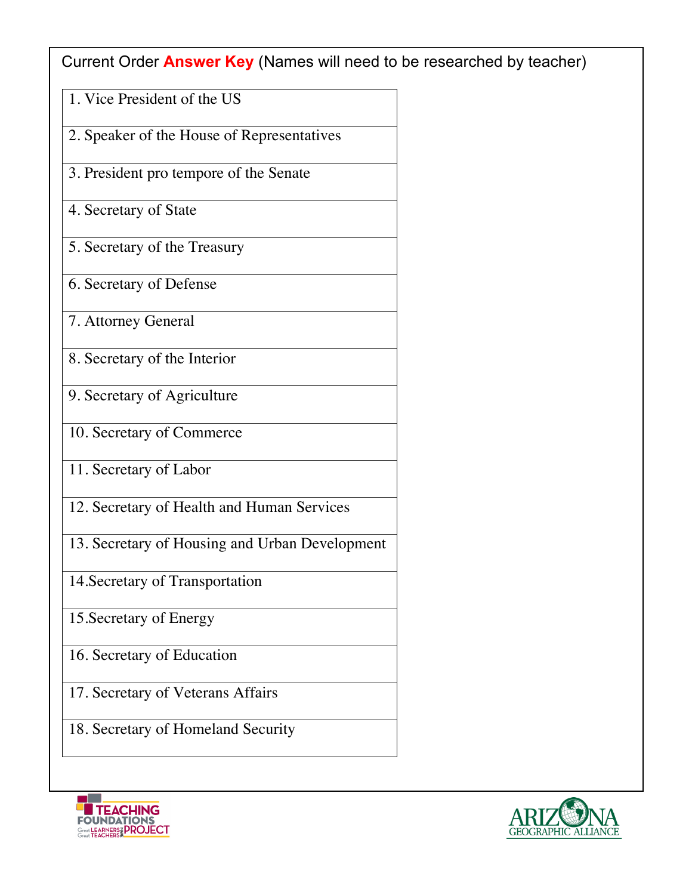Current Order **Answer Key** (Names will need to be researched by teacher)

| |
|---|
| 1. Vice President of the US |
| 2. Speaker of the House of Representatives |
| 3. President pro tempore of the Senate |
| 4. Secretary of State |
| 5. Secretary of the Treasury |
| 6. Secretary of Defense |
| 7. Attorney General |
| 8. Secretary of the Interior |
| 9. Secretary of Agriculture |
| 10. Secretary of Commerce |
| 11. Secretary of Labor |
| 12. Secretary of Health and Human Services |
| 13. Secretary of Housing and Urban Development |
| 14.Secretary of Transportation |
| 15.Secretary of Energy |
| 16. Secretary of Education |
| 17. Secretary of Veterans Affairs |
| 18. Secretary of Homeland Security |

TEACHING FOUNDATIONS PROJECT — Great LEARNERS Great TEACHERS

ARIZONA GEOGRAPHIC ALLIANCE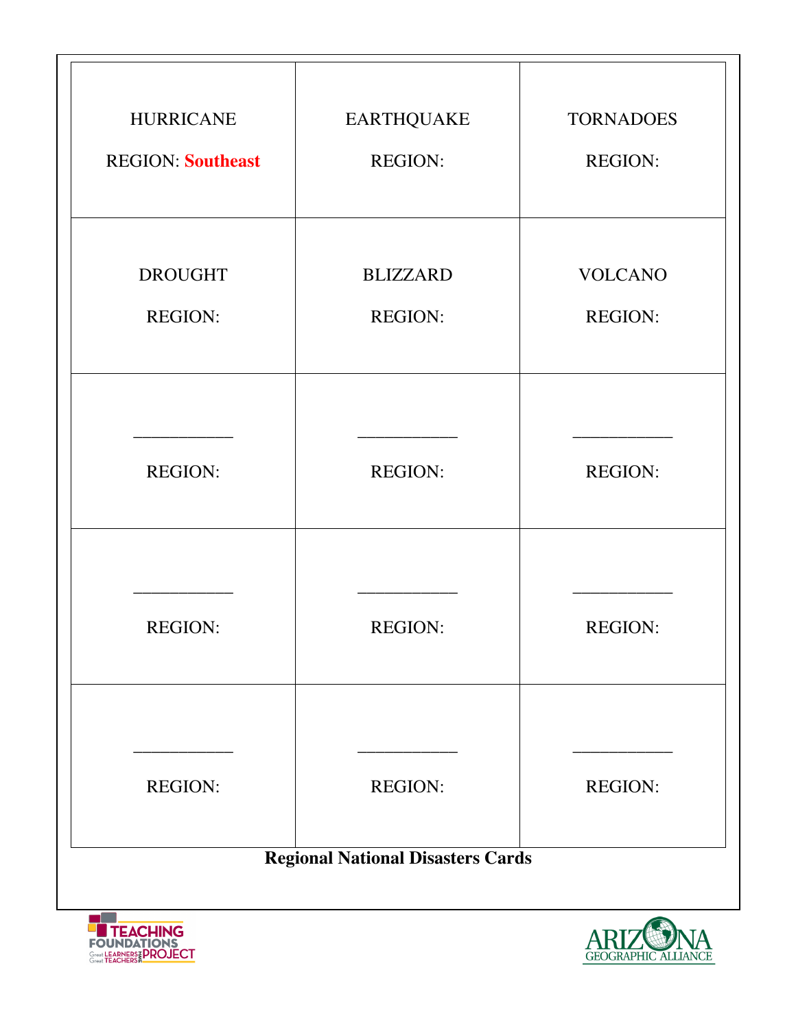| HURRICANE<br><br>REGION: **Southeast** | EARTHQUAKE<br><br>REGION: | TORNADOES<br><br>REGION: |
|---|---|---|
| DROUGHT<br><br>REGION: | BLIZZARD<br><br>REGION: | VOLCANO<br><br>REGION: |
| ___________<br><br>REGION: | ___________<br><br>REGION: | ___________<br><br>REGION: |
| ___________<br><br>REGION: | ___________<br><br>REGION: | ___________<br><br>REGION: |
| ___________<br><br>REGION: | ___________<br><br>REGION: | ___________<br><br>REGION: |

**Regional National Disasters Cards**

TEACHING FOUNDATIONS PROJECT — Great Learners Great Teachers

ARIZONA GEOGRAPHIC ALLIANCE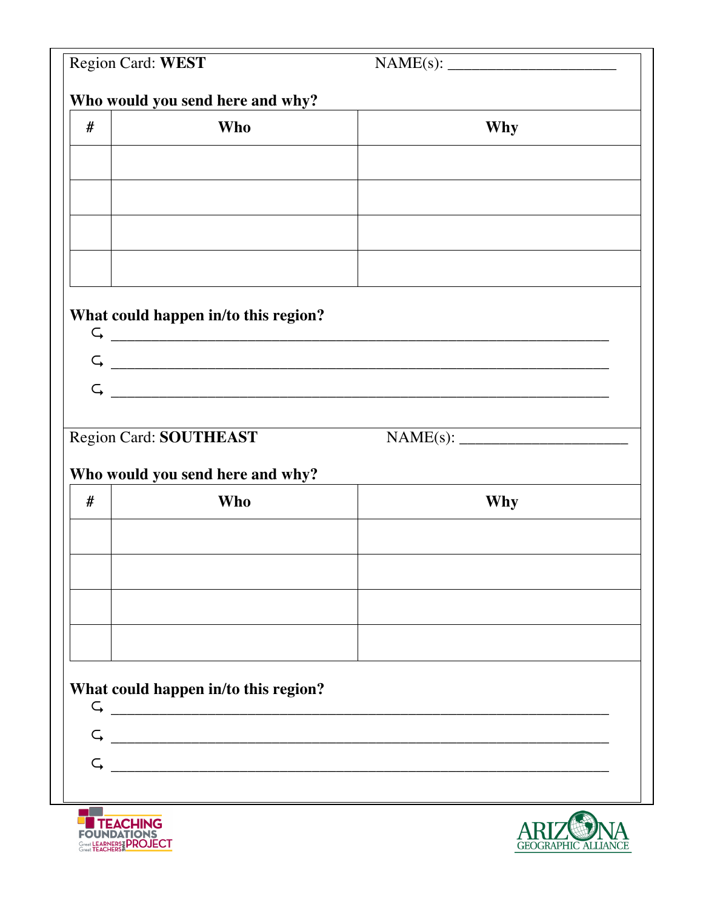Region Card: **WEST** NAME(s): ______________________

**Who would you send here and why?**

| # | Who | Why |
|---|---|---|
| | | |
| | | |
| | | |
| | | |

**What could happen in/to this region?**

- ↳ ________________________________________________________________
- ↳ ________________________________________________________________
- ↳ ________________________________________________________________

Region Card: **SOUTHEAST** NAME(s): ______________________

**Who would you send here and why?**

| # | Who | Why |
|---|---|---|
| | | |
| | | |
| | | |
| | | |

**What could happen in/to this region?**

- ↳ ________________________________________________________________
- ↳ ________________________________________________________________
- ↳ ________________________________________________________________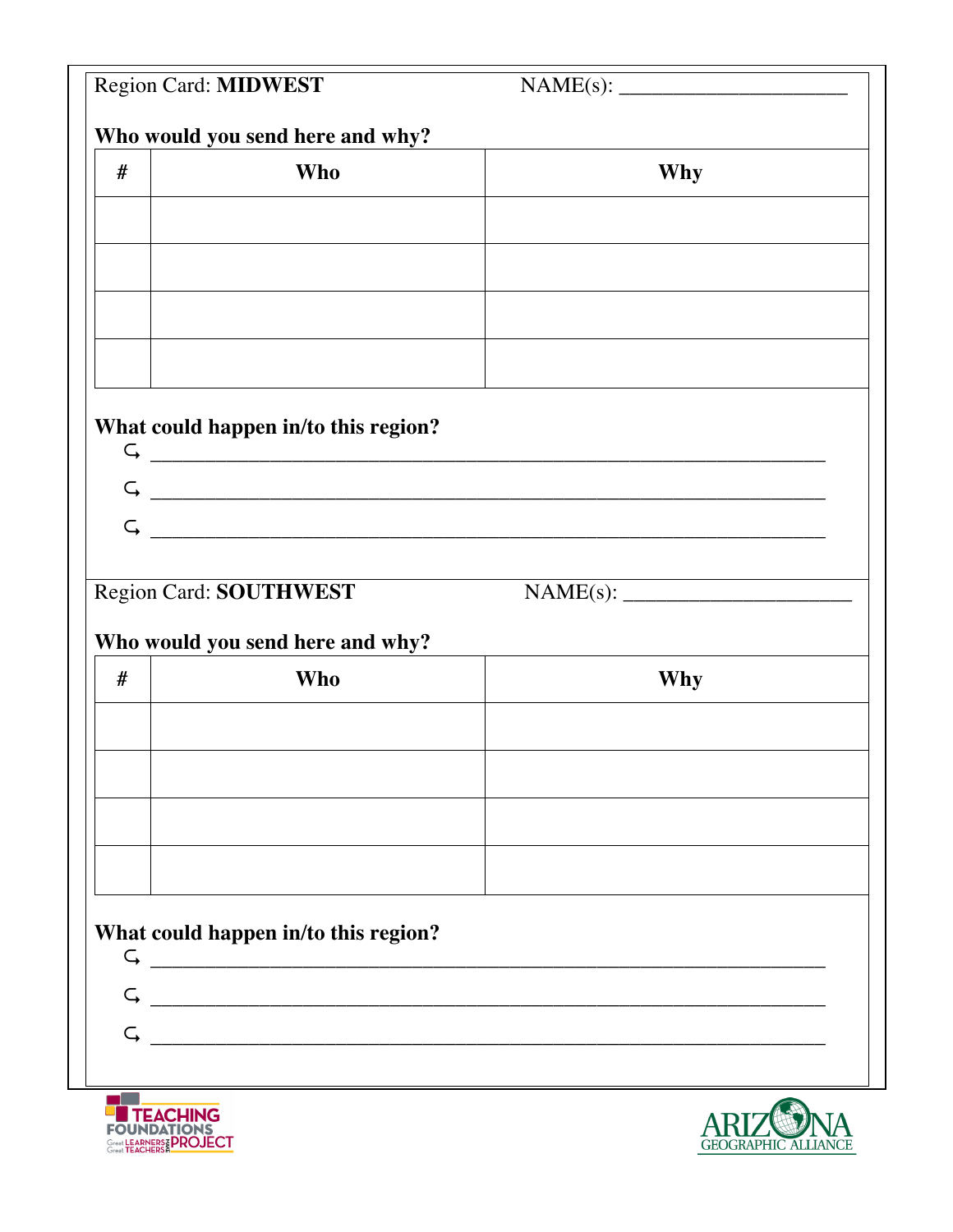Region Card: **MIDWEST** NAME(s): ______________________

**Who would you send here and why?**

| # | Who | Why |
|---|---|---|
| | | |
| | | |
| | | |
| | | |

**What could happen in/to this region?**

- ⤷ ________________________________________________________________
- ⤷ ________________________________________________________________
- ⤷ ________________________________________________________________

Region Card: **SOUTHWEST** NAME(s): ______________________

**Who would you send here and why?**

| # | Who | Why |
|---|---|---|
| | | |
| | | |
| | | |
| | | |

**What could happen in/to this region?**

- ⤷ ________________________________________________________________
- ⤷ ________________________________________________________________
- ⤷ ________________________________________________________________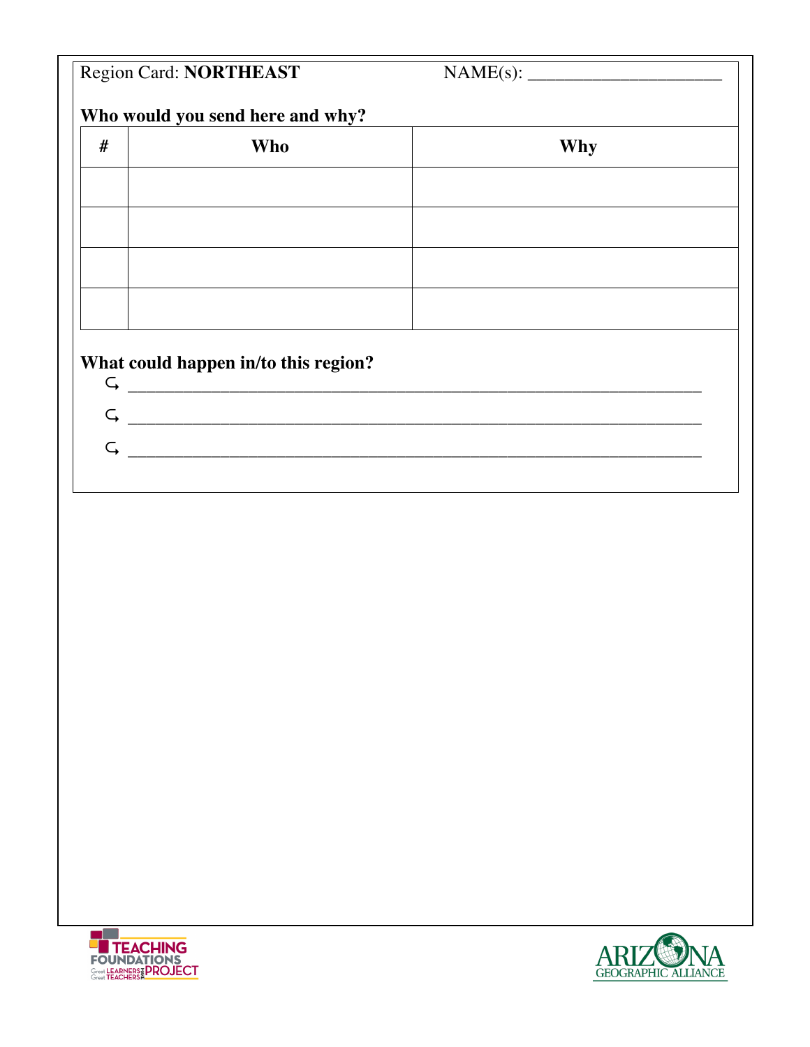Region Card: **NORTHEAST** NAME(s): ______________________

**Who would you send here and why?**

| # | Who | Why |
|---|---|---|
| | | |
| | | |
| | | |
| | | |

**What could happen in/to this region?**

- ⤷ ________________________________________________________________
- ⤷ ________________________________________________________________
- ⤷ ________________________________________________________________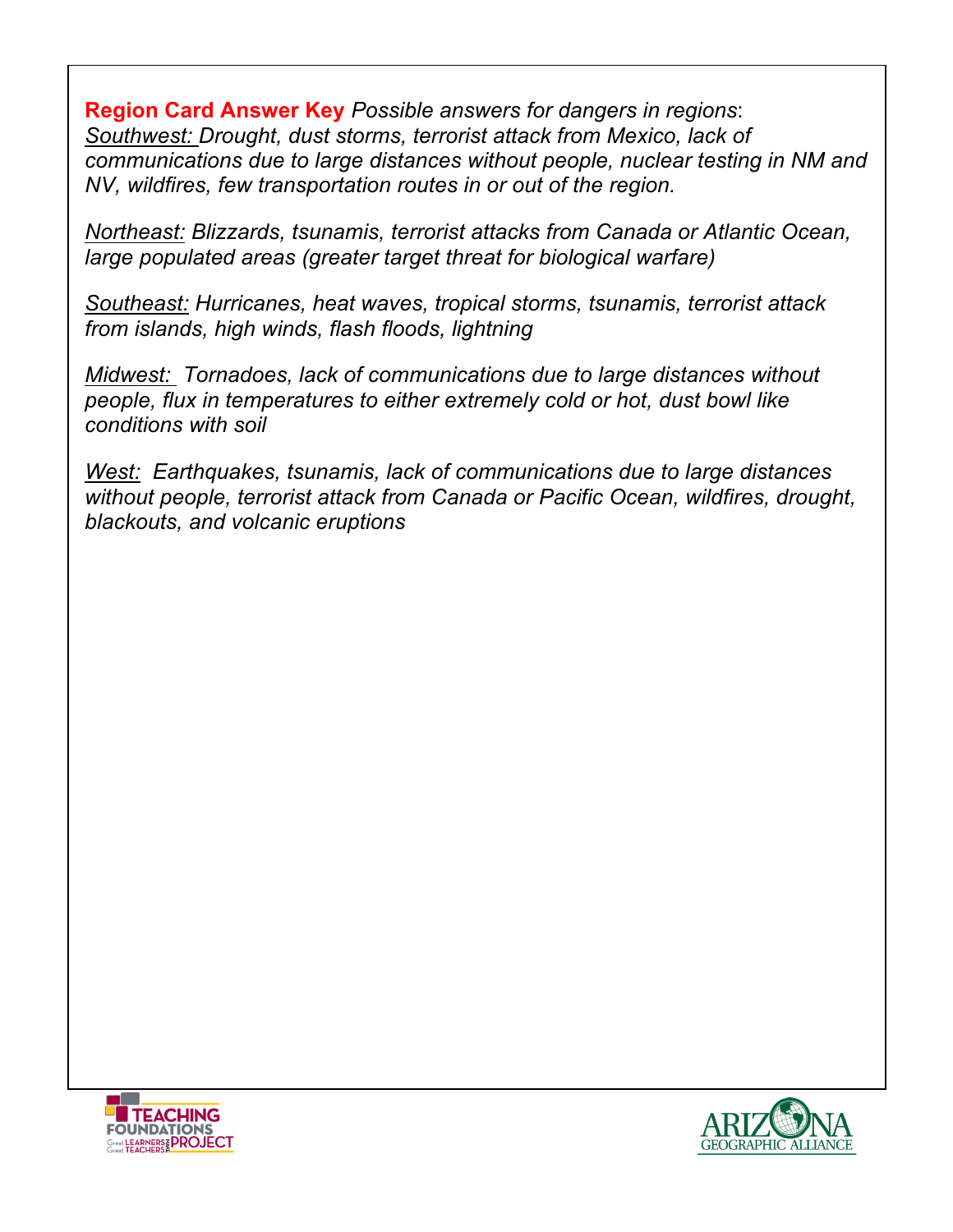**Region Card Answer Key** *Possible answers for dangers in regions*:

*Southwest: Drought, dust storms, terrorist attack from Mexico, lack of communications due to large distances without people, nuclear testing in NM and NV, wildfires, few transportation routes in or out of the region.*

*Northeast: Blizzards, tsunamis, terrorist attacks from Canada or Atlantic Ocean, large populated areas (greater target threat for biological warfare)*

*Southeast: Hurricanes, heat waves, tropical storms, tsunamis, terrorist attack from islands, high winds, flash floods, lightning*

*Midwest: Tornadoes, lack of communications due to large distances without people, flux in temperatures to either extremely cold or hot, dust bowl like conditions with soil*

*West: Earthquakes, tsunamis, lack of communications due to large distances without people, terrorist attack from Canada or Pacific Ocean, wildfires, drought, blackouts, and volcanic eruptions*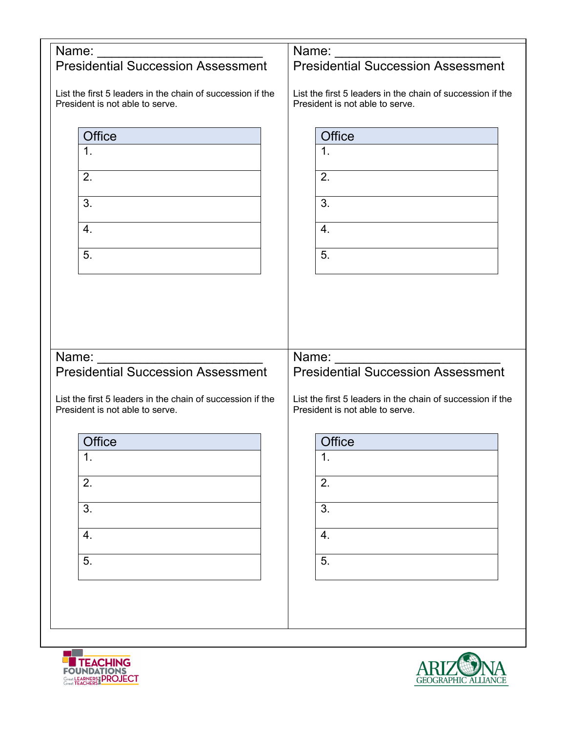Name: ________________________

Presidential Succession Assessment

List the first 5 leaders in the chain of succession if the President is not able to serve.

| Office |
|---|
| 1. |
| 2. |
| 3. |
| 4. |
| 5. |

Name: ________________________

Presidential Succession Assessment

List the first 5 leaders in the chain of succession if the President is not able to serve.

| Office |
|---|
| 1. |
| 2. |
| 3. |
| 4. |
| 5. |

Name: ________________________

Presidential Succession Assessment

List the first 5 leaders in the chain of succession if the President is not able to serve.

| Office |
|---|
| 1. |
| 2. |
| 3. |
| 4. |
| 5. |

Name: ________________________

Presidential Succession Assessment

List the first 5 leaders in the chain of succession if the President is not able to serve.

| Office |
|---|
| 1. |
| 2. |
| 3. |
| 4. |
| 5. |

TEACHING FOUNDATIONS PROJECT — Great Learners Great Teachers

ARIZONA GEOGRAPHIC ALLIANCE